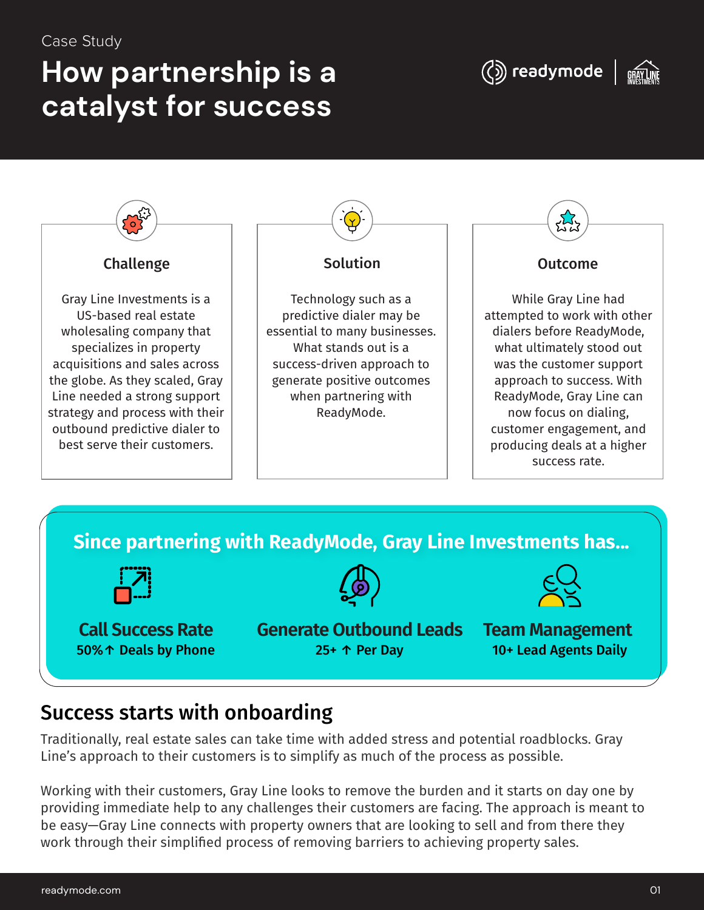Case Study

# How partnership is a catalyst for success

readymode | Gray Line Investments

### Challenge

Gray Line Investments is a US-based real estate wholesaling company that specializes in property acquisitions and sales across the globe. As they scaled, Gray Line needed a strong support strategy and process with their outbound predictive dialer to best serve their customers.

### Solution

Technology such as a predictive dialer may be essential to many businesses. What stands out is a success-driven approach to generate positive outcomes when partnering with ReadyMode.

### Outcome

While Gray Line had attempted to work with other dialers before ReadyMode, what ultimately stood out was the customer support approach to success. With ReadyMode, Gray Line can now focus on dialing, customer engagement, and producing deals at a higher success rate.

## Since partnering with ReadyMode, Gray Line Investments has...

**Call Success Rate**
50%↑ Deals by Phone

**Generate Outbound Leads**
25+ ↑ Per Day

**Team Management**
10+ Lead Agents Daily

## Success starts with onboarding

Traditionally, real estate sales can take time with added stress and potential roadblocks. Gray Line's approach to their customers is to simplify as much of the process as possible.

Working with their customers, Gray Line looks to remove the burden and it starts on day one by providing immediate help to any challenges their customers are facing. The approach is meant to be easy—Gray Line connects with property owners that are looking to sell and from there they work through their simplified process of removing barriers to achieving property sales.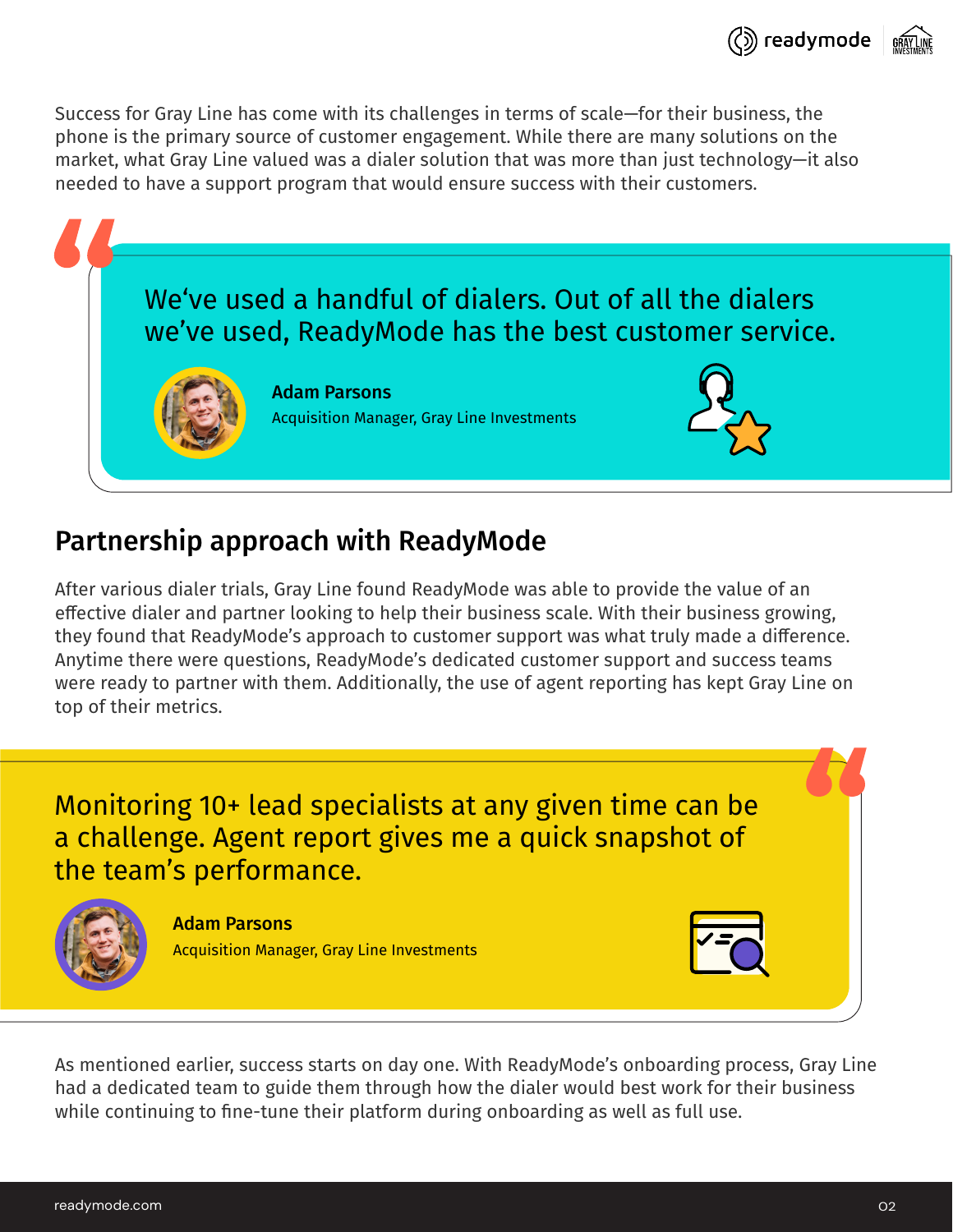Success for Gray Line has come with its challenges in terms of scale—for their business, the phone is the primary source of customer engagement. While there are many solutions on the market, what Gray Line valued was a dialer solution that was more than just technology—it also needed to have a support program that would ensure success with their customers.

> We‘ve used a handful of dialers. Out of all the dialers we’ve used, ReadyMode has the best customer service.
>
> **Adam Parsons**
> Acquisition Manager, Gray Line Investments

## Partnership approach with ReadyMode

After various dialer trials, Gray Line found ReadyMode was able to provide the value of an effective dialer and partner looking to help their business scale. With their business growing, they found that ReadyMode’s approach to customer support was what truly made a difference. Anytime there were questions, ReadyMode’s dedicated customer support and success teams were ready to partner with them. Additionally, the use of agent reporting has kept Gray Line on top of their metrics.

> Monitoring 10+ lead specialists at any given time can be a challenge. Agent report gives me a quick snapshot of the team’s performance.
>
> **Adam Parsons**
> Acquisition Manager, Gray Line Investments

As mentioned earlier, success starts on day one. With ReadyMode’s onboarding process, Gray Line had a dedicated team to guide them through how the dialer would best work for their business while continuing to fine-tune their platform during onboarding as well as full use.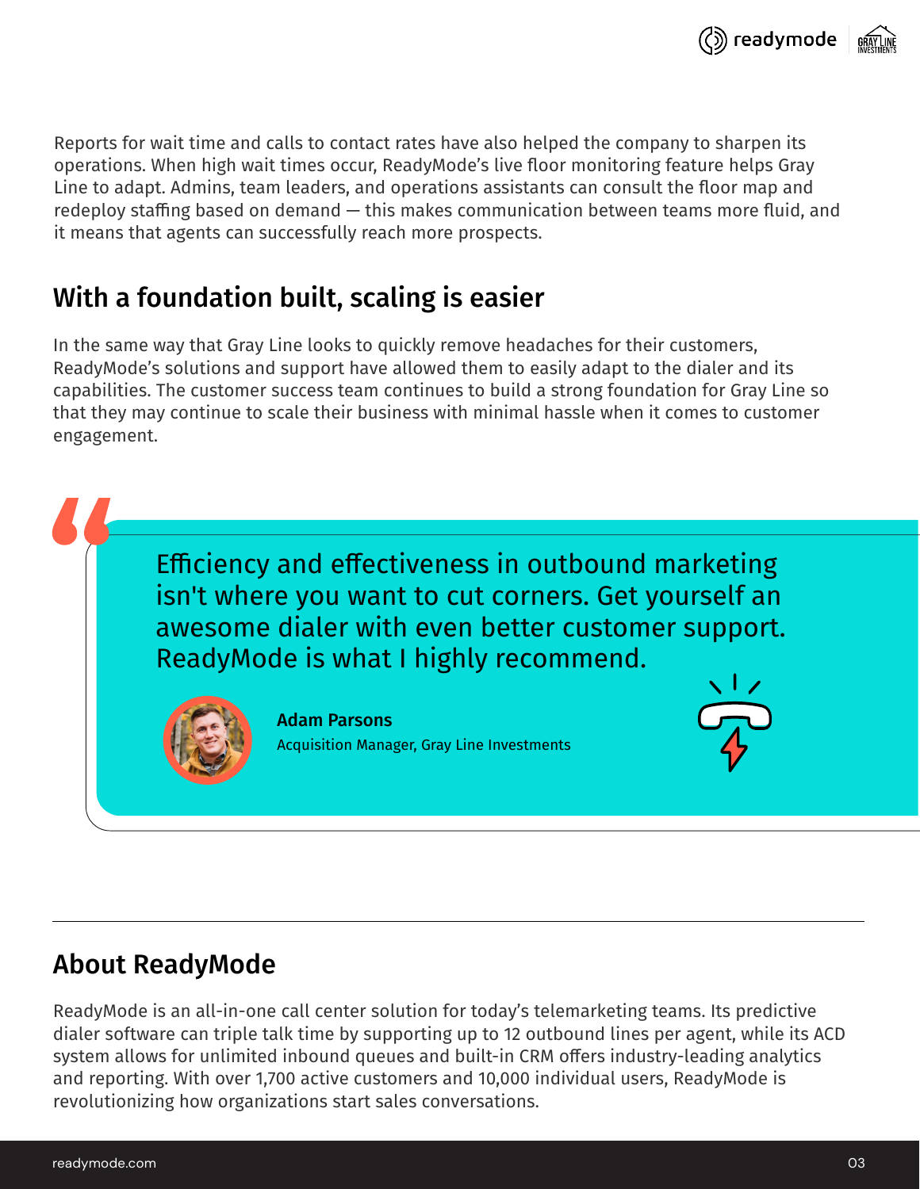Reports for wait time and calls to contact rates have also helped the company to sharpen its operations. When high wait times occur, ReadyMode's live floor monitoring feature helps Gray Line to adapt. Admins, team leaders, and operations assistants can consult the floor map and redeploy staffing based on demand — this makes communication between teams more fluid, and it means that agents can successfully reach more prospects.

## With a foundation built, scaling is easier

In the same way that Gray Line looks to quickly remove headaches for their customers, ReadyMode's solutions and support have allowed them to easily adapt to the dialer and its capabilities. The customer success team continues to build a strong foundation for Gray Line so that they may continue to scale their business with minimal hassle when it comes to customer engagement.

> Efficiency and effectiveness in outbound marketing isn't where you want to cut corners. Get yourself an awesome dialer with even better customer support. ReadyMode is what I highly recommend.
>
> **Adam Parsons**
> Acquisition Manager, Gray Line Investments

## About ReadyMode

ReadyMode is an all-in-one call center solution for today's telemarketing teams. Its predictive dialer software can triple talk time by supporting up to 12 outbound lines per agent, while its ACD system allows for unlimited inbound queues and built-in CRM offers industry-leading analytics and reporting. With over 1,700 active customers and 10,000 individual users, ReadyMode is revolutionizing how organizations start sales conversations.